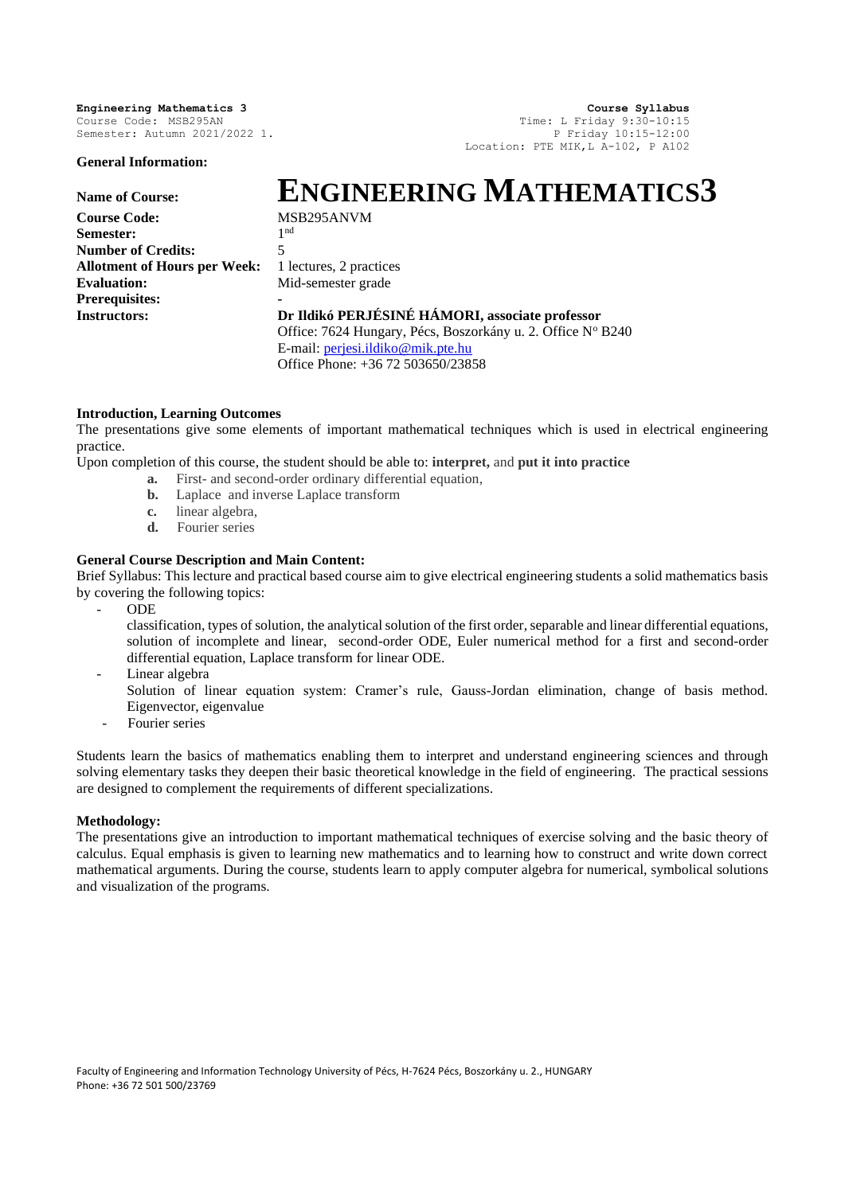**Engineering Mathematics 3**
Course Code: MSB295AN
Semester: Autumn 2021/2022 1.

**Course Syllabus**
Time: L Friday 9:30-10:15
P Friday 10:15-12:00
Location: PTE MIK,L A-102, P A102

**General Information:**

| | |
|---|---|
| **Name of Course:** | **ENGINEERING MATHEMATICS3** |
| **Course Code:** | MSB295ANVM |
| **Semester:** | 1nd |
| **Number of Credits:** | 5 |
| **Allotment of Hours per Week:** | 1 lectures, 2 practices |
| **Evaluation:** | Mid-semester grade |
| **Prerequisites:** | - |
| **Instructors:** | **Dr Ildikó PERJÉSINÉ HÁMORI, associate professor**<br>Office: 7624 Hungary, Pécs, Boszorkány u. 2. Office Nº B240<br>E-mail: perjesi.ildiko@mik.pte.hu<br>Office Phone: +36 72 503650/23858 |

**Introduction, Learning Outcomes**

The presentations give some elements of important mathematical techniques which is used in electrical engineering practice.

Upon completion of this course, the student should be able to: **interpret,** and **put it into practice**

- **a.** First- and second-order ordinary differential equation,
- **b.** Laplace and inverse Laplace transform
- **c.** linear algebra,
- **d.** Fourier series

**General Course Description and Main Content:**

Brief Syllabus: This lecture and practical based course aim to give electrical engineering students a solid mathematics basis by covering the following topics:

- ODE
  classification, types of solution, the analytical solution of the first order, separable and linear differential equations, solution of incomplete and linear, second-order ODE, Euler numerical method for a first and second-order differential equation, Laplace transform for linear ODE.
- Linear algebra
  Solution of linear equation system: Cramer's rule, Gauss-Jordan elimination, change of basis method. Eigenvector, eigenvalue
- Fourier series

Students learn the basics of mathematics enabling them to interpret and understand engineering sciences and through solving elementary tasks they deepen their basic theoretical knowledge in the field of engineering. The practical sessions are designed to complement the requirements of different specializations.

**Methodology:**

The presentations give an introduction to important mathematical techniques of exercise solving and the basic theory of calculus. Equal emphasis is given to learning new mathematics and to learning how to construct and write down correct mathematical arguments. During the course, students learn to apply computer algebra for numerical, symbolical solutions and visualization of the programs.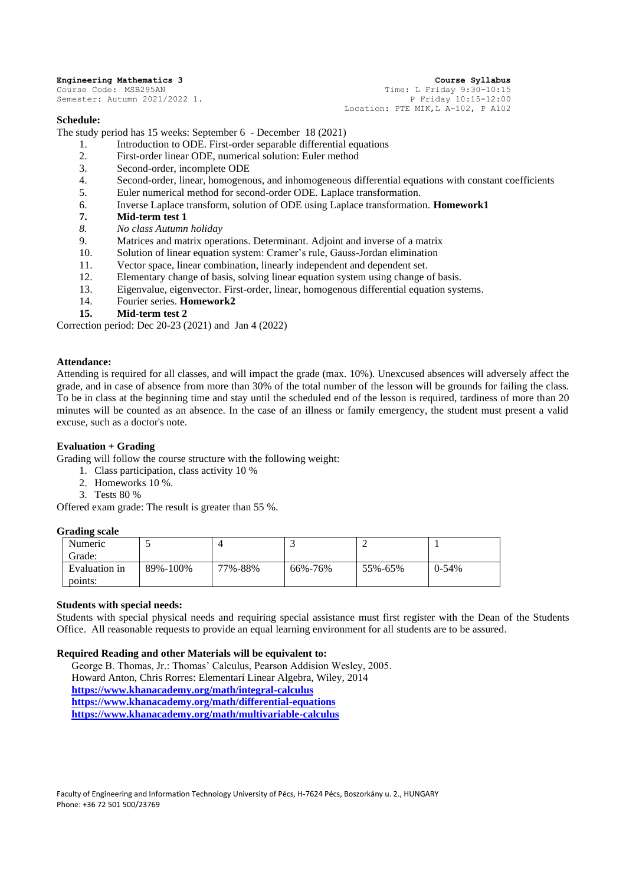**Engineering Mathematics 3**
Course Code: MSB295AN
Semester: Autumn 2021/2022 1.

**Course Syllabus**
Time: L Friday 9:30-10:15
P Friday 10:15-12:00
Location: PTE MIK,L A-102, P A102

### Schedule:

The study period has 15 weeks: September 6 - December 18 (2021)

1. Introduction to ODE. First-order separable differential equations
2. First-order linear ODE, numerical solution: Euler method
3. Second-order, incomplete ODE
4. Second-order, linear, homogenous, and inhomogeneous differential equations with constant coefficients
5. Euler numerical method for second-order ODE. Laplace transformation.
6. Inverse Laplace transform, solution of ODE using Laplace transformation. **Homework1**
7. **Mid-term test 1**
8. *No class Autumn holiday*
9. Matrices and matrix operations. Determinant. Adjoint and inverse of a matrix
10. Solution of linear equation system: Cramer's rule, Gauss-Jordan elimination
11. Vector space, linear combination, linearly independent and dependent set.
12. Elementary change of basis, solving linear equation system using change of basis.
13. Eigenvalue, eigenvector. First-order, linear, homogenous differential equation systems.
14. Fourier series. **Homework2**
15. **Mid-term test 2**

Correction period: Dec 20-23 (2021) and Jan 4 (2022)

### Attendance:

Attending is required for all classes, and will impact the grade (max. 10%). Unexcused absences will adversely affect the grade, and in case of absence from more than 30% of the total number of the lesson will be grounds for failing the class. To be in class at the beginning time and stay until the scheduled end of the lesson is required, tardiness of more than 20 minutes will be counted as an absence. In the case of an illness or family emergency, the student must present a valid excuse, such as a doctor's note.

### Evaluation + Grading

Grading will follow the course structure with the following weight:

1. Class participation, class activity 10 %
2. Homeworks 10 %.
3. Tests 80 %

Offered exam grade: The result is greater than 55 %.

### Grading scale

| Numeric Grade: | 5 | 4 | 3 | 2 | 1 |
|---|---|---|---|---|---|
| Evaluation in points: | 89%-100% | 77%-88% | 66%-76% | 55%-65% | 0-54% |

### Students with special needs:

Students with special physical needs and requiring special assistance must first register with the Dean of the Students Office. All reasonable requests to provide an equal learning environment for all students are to be assured.

### Required Reading and other Materials will be equivalent to:

George B. Thomas, Jr.: Thomas' Calculus, Pearson Addision Wesley, 2005.
Howard Anton, Chris Rorres: Elementarí Linear Algebra, Wiley, 2014
**https://www.khanacademy.org/math/integral-calculus**
**https://www.khanacademy.org/math/differential-equations**
**https://www.khanacademy.org/math/multivariable-calculus**

Faculty of Engineering and Information Technology University of Pécs, H-7624 Pécs, Boszorkány u. 2., HUNGARY
Phone: +36 72 501 500/23769